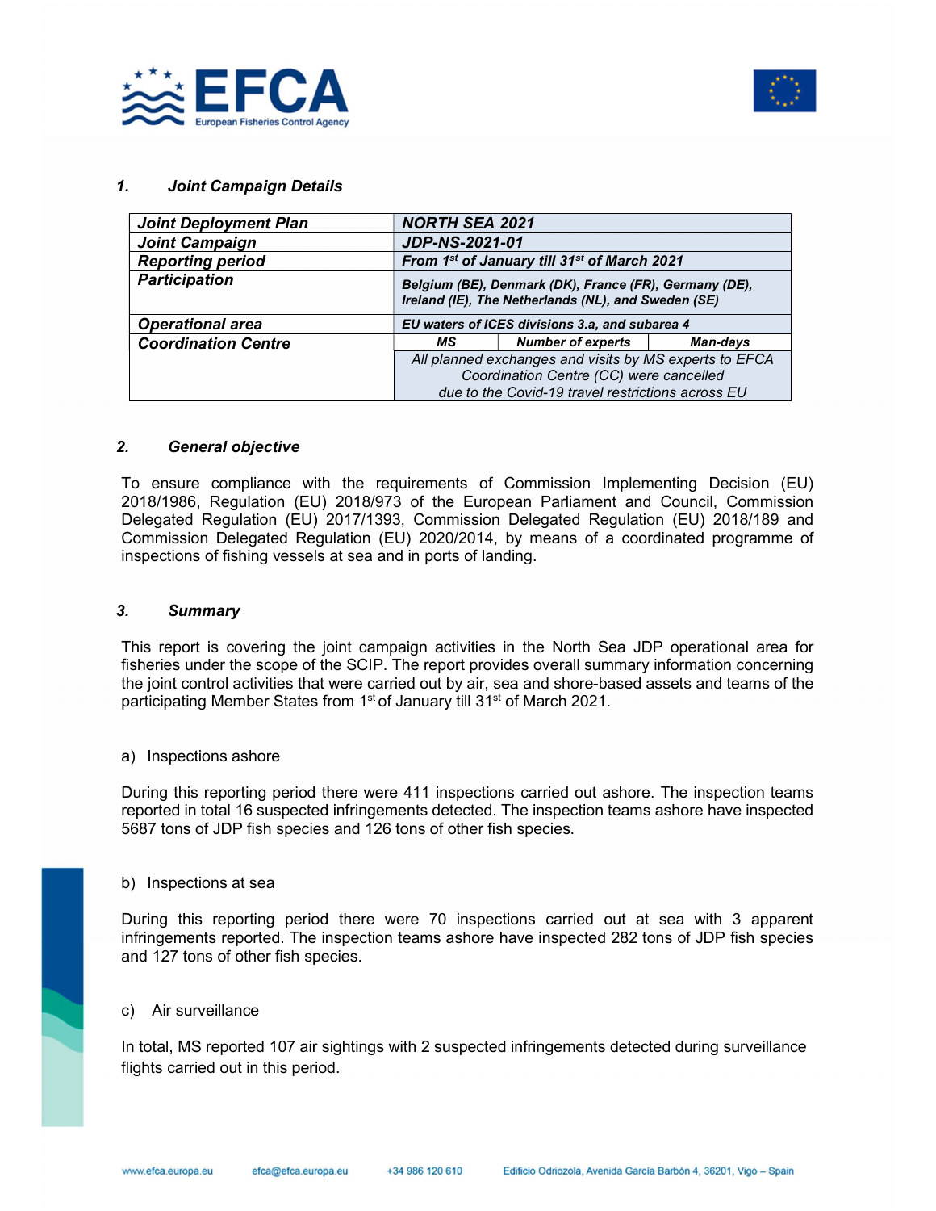## 1. Joint Campaign Details

| Joint Deployment Plan | NORTH SEA 2021 | | |
|---|---|---|---|
| Joint Campaign | JDP-NS-2021-01 | | |
| Reporting period | From 1st of January till 31st of March 2021 | | |
| Participation | Belgium (BE), Denmark (DK), France (FR), Germany (DE), Ireland (IE), The Netherlands (NL), and Sweden (SE) | | |
| Operational area | EU waters of ICES divisions 3.a, and subarea 4 | | |
| Coordination Centre | MS | Number of experts | Man-days |
| | All planned exchanges and visits by MS experts to EFCA Coordination Centre (CC) were cancelled due to the Covid-19 travel restrictions across EU | | |

## 2. General objective

To ensure compliance with the requirements of Commission Implementing Decision (EU) 2018/1986, Regulation (EU) 2018/973 of the European Parliament and Council, Commission Delegated Regulation (EU) 2017/1393, Commission Delegated Regulation (EU) 2018/189 and Commission Delegated Regulation (EU) 2020/2014, by means of a coordinated programme of inspections of fishing vessels at sea and in ports of landing.

## 3. Summary

This report is covering the joint campaign activities in the North Sea JDP operational area for fisheries under the scope of the SCIP. The report provides overall summary information concerning the joint control activities that were carried out by air, sea and shore-based assets and teams of the participating Member States from 1st of January till 31st of March 2021.

a) Inspections ashore

During this reporting period there were 411 inspections carried out ashore. The inspection teams reported in total 16 suspected infringements detected. The inspection teams ashore have inspected 5687 tons of JDP fish species and 126 tons of other fish species.

b) Inspections at sea

During this reporting period there were 70 inspections carried out at sea with 3 apparent infringements reported. The inspection teams ashore have inspected 282 tons of JDP fish species and 127 tons of other fish species.

c) Air surveillance

In total, MS reported 107 air sightings with 2 suspected infringements detected during surveillance flights carried out in this period.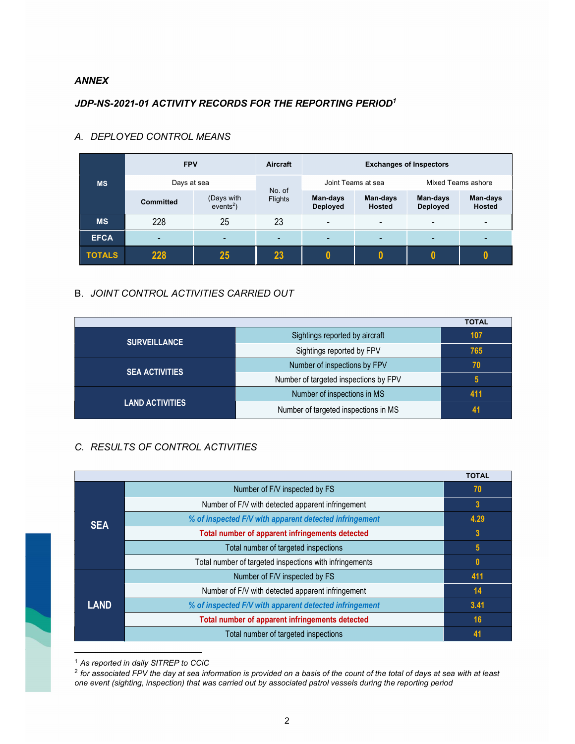*ANNEX*

***JDP-NS-2021-01 ACTIVITY RECORDS FOR THE REPORTING PERIOD[1]***

## A. DEPLOYED CONTROL MEANS

| MS | FPV | | Aircraft | Exchanges of Inspectors | | | |
|---|---|---|---|---|---|---|---|
| | Days at sea | | No. of Flights | Joint Teams at sea | | Mixed Teams ashore | |
| | **Committed** | (Days with events[2]) | | **Man-days Deployed** | **Man-days Hosted** | **Man-days Deployed** | **Man-days Hosted** |
| **MS** | 228 | 25 | 23 | - | - | - | - |
| **EFCA** | - | - | - | - | - | - | - |
| **TOTALS** | **228** | **25** | **23** | **0** | **0** | **0** | **0** |

## B. JOINT CONTROL ACTIVITIES CARRIED OUT

| | | TOTAL |
|---|---|---|
| **SURVEILLANCE** | Sightings reported by aircraft | **107** |
| | Sightings reported by FPV | **765** |
| **SEA ACTIVITIES** | Number of inspections by FPV | **70** |
| | Number of targeted inspections by FPV | **5** |
| **LAND ACTIVITIES** | Number of inspections in MS | **411** |
| | Number of targeted inspections in MS | **41** |

## C. RESULTS OF CONTROL ACTIVITIES

| | | TOTAL |
|---|---|---|
| **SEA** | Number of F/V inspected by FS | **70** |
| | Number of F/V with detected apparent infringement | **3** |
| | ***% of inspected F/V with apparent detected infringement*** | **4.29** |
| | **Total number of apparent infringements detected** | **3** |
| | Total number of targeted inspections | **5** |
| | Total number of targeted inspections with infringements | **0** |
| **LAND** | Number of F/V inspected by FS | **411** |
| | Number of F/V with detected apparent infringement | **14** |
| | ***% of inspected F/V with apparent detected infringement*** | **3.41** |
| | **Total number of apparent infringements detected** | **16** |
| | Total number of targeted inspections | **41** |

---

[1] *As reported in daily SITREP to CCiC*

[2] *for associated FPV the day at sea information is provided on a basis of the count of the total of days at sea with at least one event (sighting, inspection) that was carried out by associated patrol vessels during the reporting period*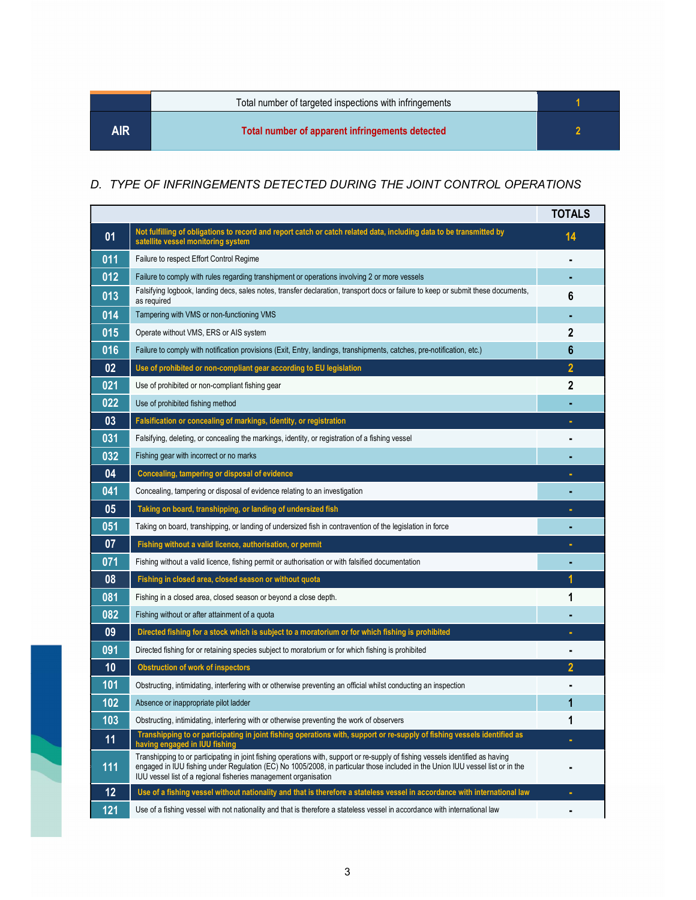| AIR | | |
|---|---|---|
| | Total number of targeted inspections with infringements | 1 |
| | **Total number of apparent infringements detected** | **2** |

## *D. TYPE OF INFRINGEMENTS DETECTED DURING THE JOINT CONTROL OPERATIONS*

| | | TOTALS |
|---|---|---|
| **01** | **Not fulfilling of obligations to record and report catch or catch related data, including data to be transmitted by satellite vessel monitoring system** | **14** |
| 011 | Failure to respect Effort Control Regime | - |
| 012 | Failure to comply with rules regarding transhipment or operations involving 2 or more vessels | - |
| 013 | Falsifying logbook, landing decs, sales notes, transfer declaration, transport docs or failure to keep or submit these documents, as required | 6 |
| 014 | Tampering with VMS or non-functioning VMS | - |
| 015 | Operate without VMS, ERS or AIS system | 2 |
| 016 | Failure to comply with notification provisions (Exit, Entry, landings, transhipments, catches, pre-notification, etc.) | 6 |
| **02** | **Use of prohibited or non-compliant gear according to EU legislation** | **2** |
| 021 | Use of prohibited or non-compliant fishing gear | 2 |
| 022 | Use of prohibited fishing method | - |
| **03** | **Falsification or concealing of markings, identity, or registration** | **-** |
| 031 | Falsifying, deleting, or concealing the markings, identity, or registration of a fishing vessel | - |
| 032 | Fishing gear with incorrect or no marks | - |
| **04** | **Concealing, tampering or disposal of evidence** | **-** |
| 041 | Concealing, tampering or disposal of evidence relating to an investigation | - |
| **05** | **Taking on board, transhipping, or landing of undersized fish** | **-** |
| 051 | Taking on board, transhipping, or landing of undersized fish in contravention of the legislation in force | - |
| **07** | **Fishing without a valid licence, authorisation, or permit** | **-** |
| 071 | Fishing without a valid licence, fishing permit or authorisation or with falsified documentation | - |
| **08** | **Fishing in closed area, closed season or without quota** | **1** |
| 081 | Fishing in a closed area, closed season or beyond a close depth. | 1 |
| 082 | Fishing without or after attainment of a quota | - |
| **09** | **Directed fishing for a stock which is subject to a moratorium or for which fishing is prohibited** | **-** |
| 091 | Directed fishing for or retaining species subject to moratorium or for which fishing is prohibited | - |
| **10** | **Obstruction of work of inspectors** | **2** |
| 101 | Obstructing, intimidating, interfering with or otherwise preventing an official whilst conducting an inspection | - |
| 102 | Absence or inappropriate pilot ladder | 1 |
| 103 | Obstructing, intimidating, interfering with or otherwise preventing the work of observers | 1 |
| **11** | **Transhipping to or participating in joint fishing operations with, support or re-supply of fishing vessels identified as having engaged in IUU fishing** | **-** |
| 111 | Transhipping to or participating in joint fishing operations with, support or re-supply of fishing vessels identified as having engaged in IUU fishing under Regulation (EC) No 1005/2008, in particular those included in the Union IUU vessel list or in the IUU vessel list of a regional fisheries management organisation | - |
| **12** | **Use of a fishing vessel without nationality and that is therefore a stateless vessel in accordance with international law** | **-** |
| 121 | Use of a fishing vessel with not nationality and that is therefore a stateless vessel in accordance with international law | - |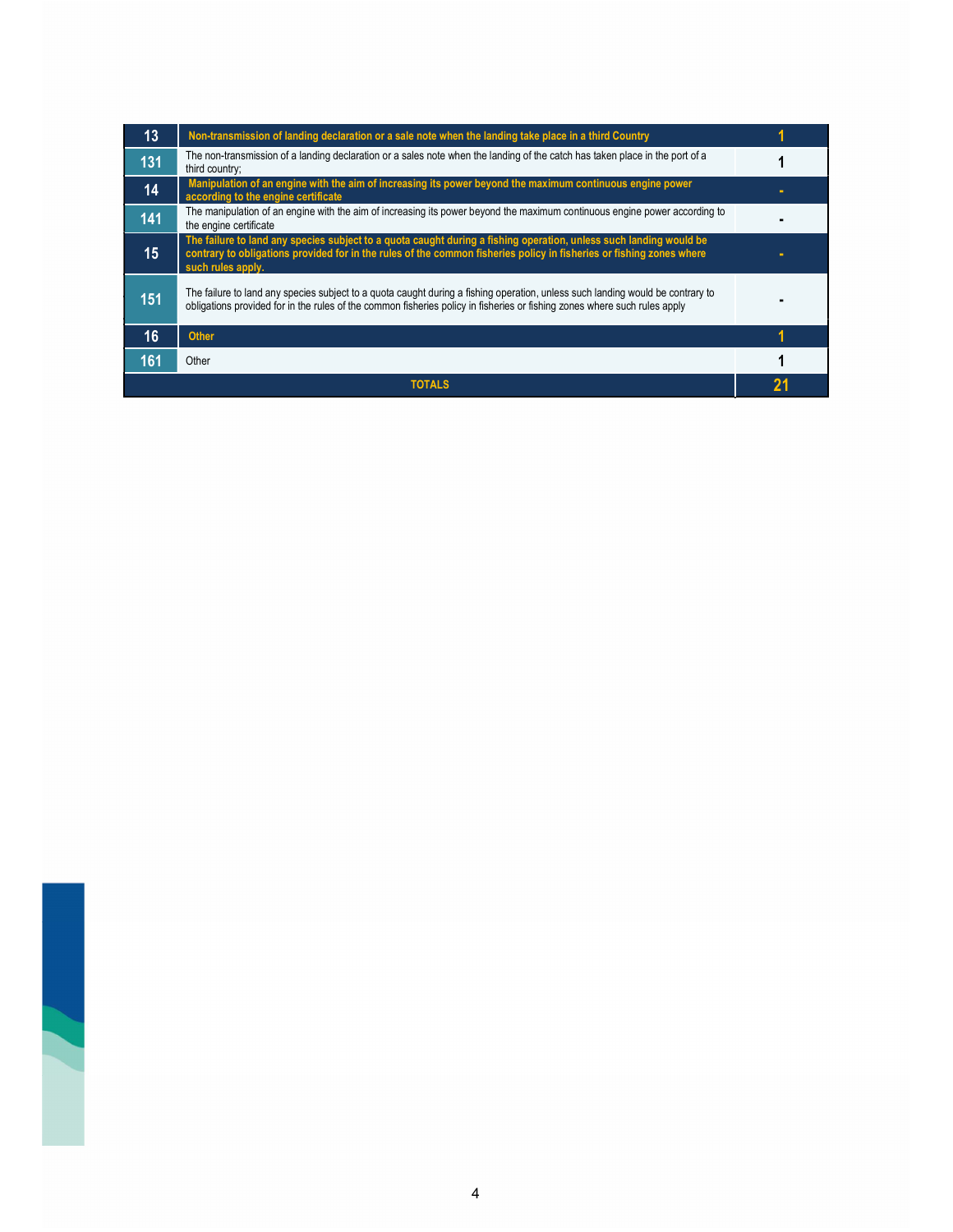| | | |
|---|---|---|
| **13** | **Non-transmission of landing declaration or a sale note when the landing take place in a third Country** | **1** |
| 131 | The non-transmission of a landing declaration or a sales note when the landing of the catch has taken place in the port of a third country; | 1 |
| **14** | **Manipulation of an engine with the aim of increasing its power beyond the maximum continuous engine power according to the engine certificate** | **-** |
| 141 | The manipulation of an engine with the aim of increasing its power beyond the maximum continuous engine power according to the engine certificate | - |
| **15** | **The failure to land any species subject to a quota caught during a fishing operation, unless such landing would be contrary to obligations provided for in the rules of the common fisheries policy in fisheries or fishing zones where such rules apply.** | **-** |
| 151 | The failure to land any species subject to a quota caught during a fishing operation, unless such landing would be contrary to obligations provided for in the rules of the common fisheries policy in fisheries or fishing zones where such rules apply | - |
| **16** | **Other** | **1** |
| 161 | Other | 1 |
| | **TOTALS** | **21** |